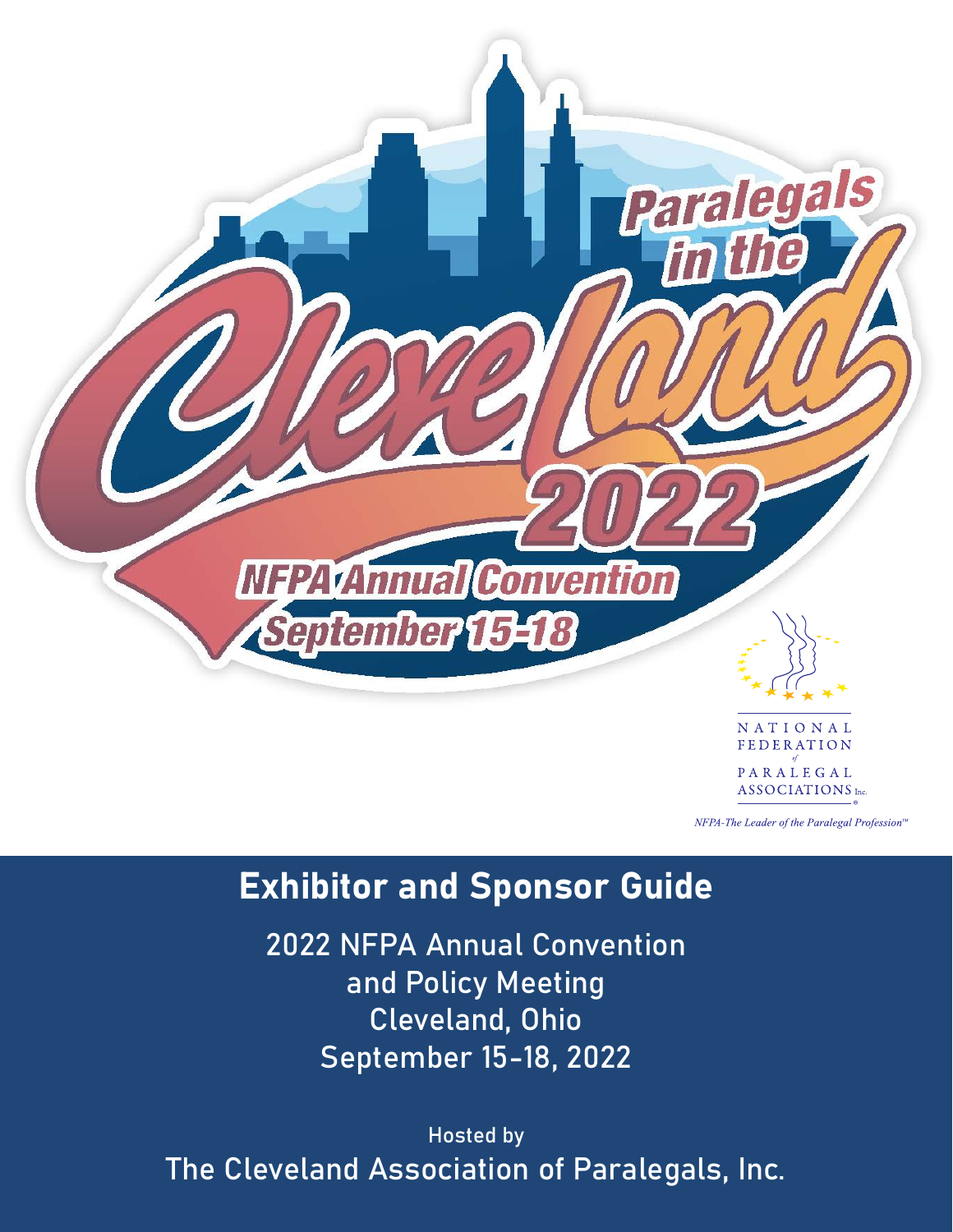Paralegals in the Cleveland 2022

NFPA Annual Convention
September 15-18

NATIONAL FEDERATION of PARALEGAL ASSOCIATIONS Inc.

*NFPA-The Leader of the Paralegal Profession™*

# Exhibitor and Sponsor Guide

2022 NFPA Annual Convention
and Policy Meeting
Cleveland, Ohio
September 15-18, 2022

Hosted by
The Cleveland Association of Paralegals, Inc.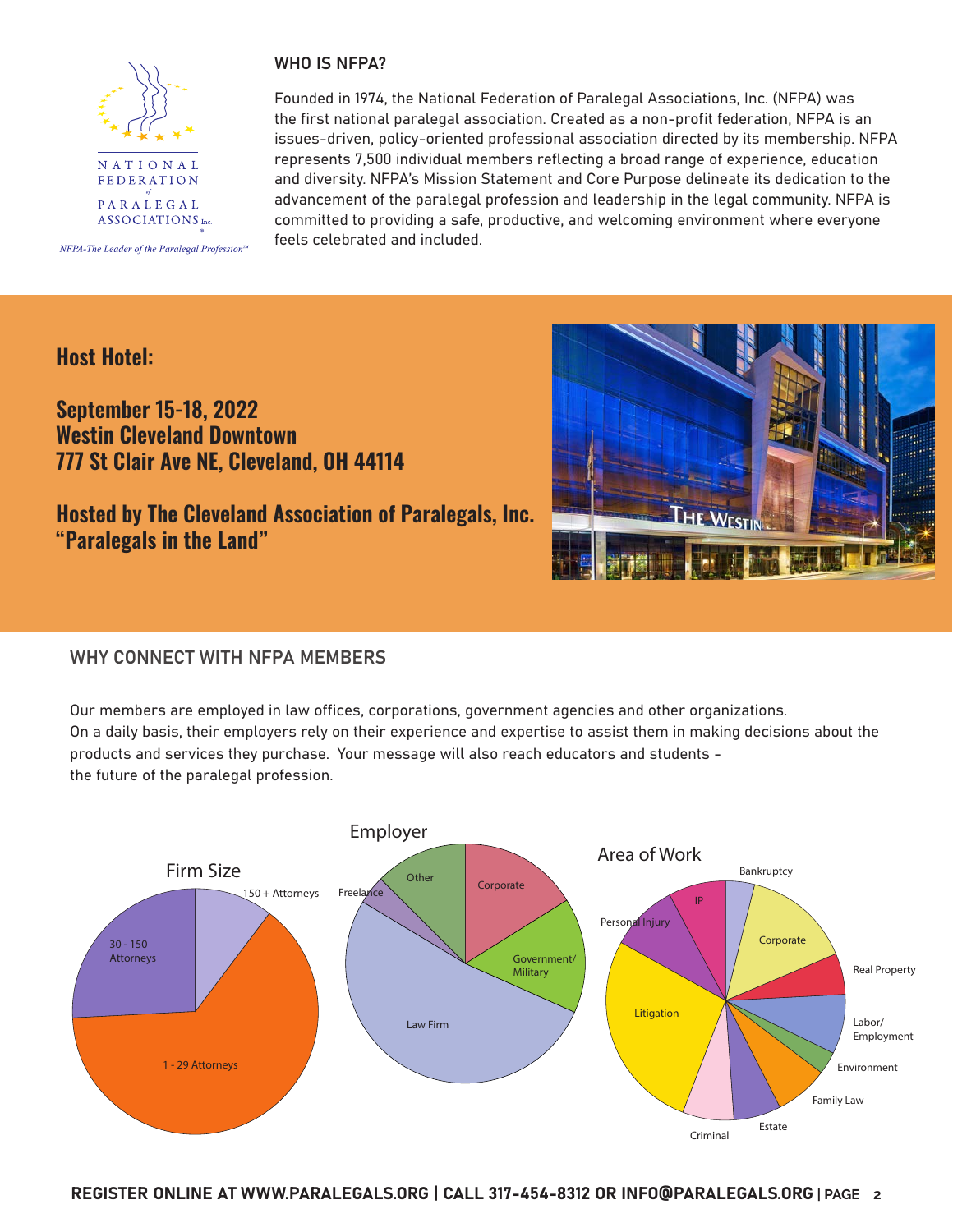NATIONAL FEDERATION of PARALEGAL ASSOCIATIONS Inc.

*NFPA-The Leader of the Paralegal Profession™*

## WHO IS NFPA?

Founded in 1974, the National Federation of Paralegal Associations, Inc. (NFPA) was the first national paralegal association. Created as a non-profit federation, NFPA is an issues-driven, policy-oriented professional association directed by its membership. NFPA represents 7,500 individual members reflecting a broad range of experience, education and diversity. NFPA's Mission Statement and Core Purpose delineate its dedication to the advancement of the paralegal profession and leadership in the legal community. NFPA is committed to providing a safe, productive, and welcoming environment where everyone feels celebrated and included.

## Host Hotel:

**September 15-18, 2022**
**Westin Cleveland Downtown**
**777 St Clair Ave NE, Cleveland, OH 44114**

**Hosted by The Cleveland Association of Paralegals, Inc.**
**"Paralegals in the Land"**

## WHY CONNECT WITH NFPA MEMBERS

Our members are employed in law offices, corporations, government agencies and other organizations. On a daily basis, their employers rely on their experience and expertise to assist them in making decisions about the products and services they purchase. Your message will also reach educators and students - the future of the paralegal profession.

**Firm Size**: 150 + Attorneys; 30 - 150 Attorneys; 1 - 29 Attorneys

**Employer**: Freelance; Other; Corporate; Government/Military; Law Firm

**Area of Work**: Bankruptcy; Corporate; Real Property; Labor/Employment; Environment; Family Law; Estate; Criminal; Litigation; Personal Injury; IP

**REGISTER ONLINE AT WWW.PARALEGALS.ORG | CALL 317-454-8312 OR INFO@PARALEGALS.ORG**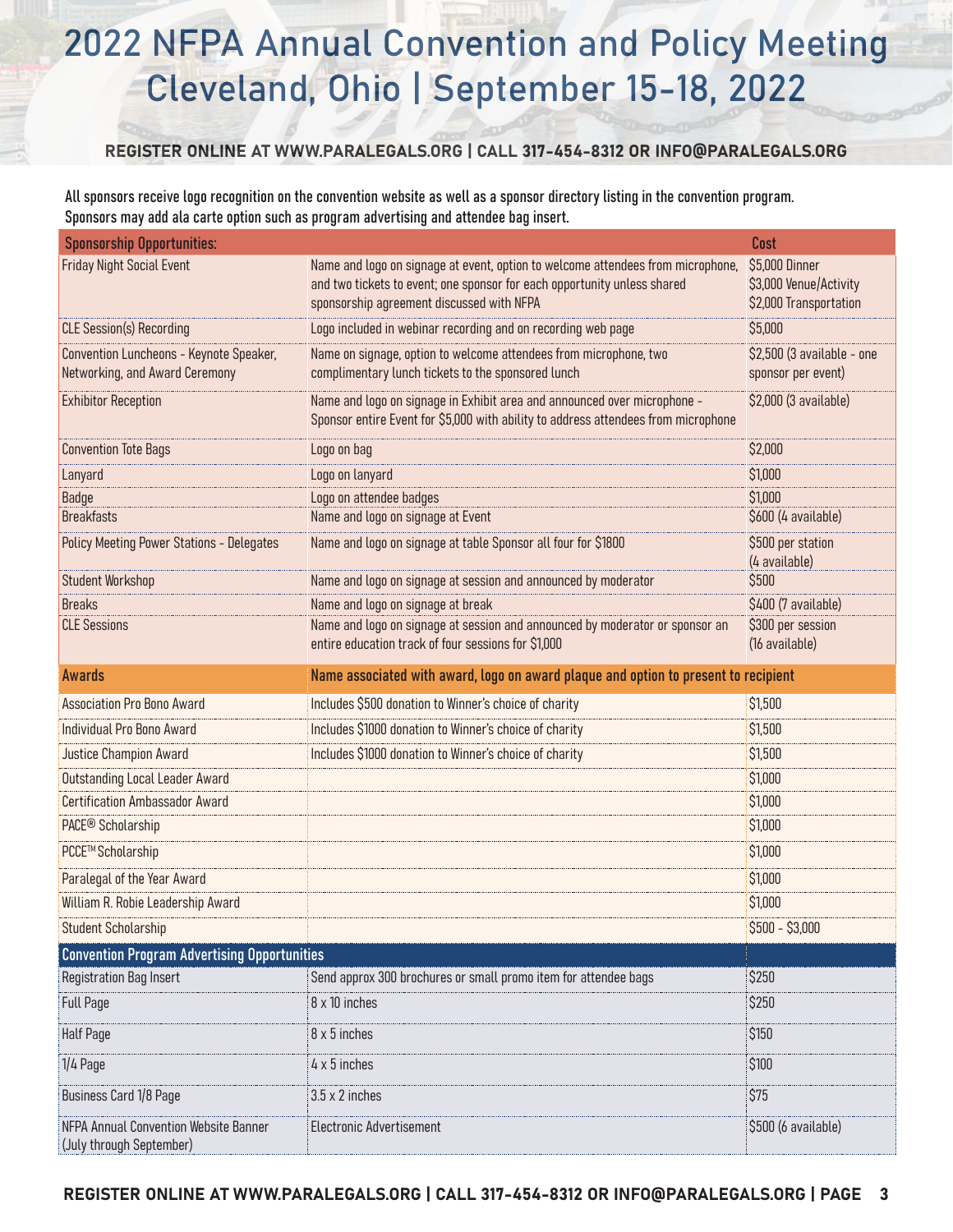# 2022 NFPA Annual Convention and Policy Meeting Cleveland, Ohio | September 15-18, 2022

**REGISTER ONLINE AT WWW.PARALEGALS.ORG | CALL 317-454-8312 OR INFO@PARALEGALS.ORG**

All sponsors receive logo recognition on the convention website as well as a sponsor directory listing in the convention program. Sponsors may add ala carte option such as program advertising and attendee bag insert.

| Sponsorship Opportunities: | | Cost |
|---|---|---|
| Friday Night Social Event | Name and logo on signage at event, option to welcome attendees from microphone, and two tickets to event; one sponsor for each opportunity unless shared sponsorship agreement discussed with NFPA | $5,000 Dinner<br>$3,000 Venue/Activity<br>$2,000 Transportation |
| CLE Session(s) Recording | Logo included in webinar recording and on recording web page | $5,000 |
| Convention Luncheons - Keynote Speaker, Networking, and Award Ceremony | Name on signage, option to welcome attendees from microphone, two complimentary lunch tickets to the sponsored lunch | $2,500 (3 available - one sponsor per event) |
| Exhibitor Reception | Name and logo on signage in Exhibit area and announced over microphone - Sponsor entire Event for $5,000 with ability to address attendees from microphone | $2,000 (3 available) |
| Convention Tote Bags | Logo on bag | $2,000 |
| Lanyard | Logo on lanyard | $1,000 |
| Badge | Logo on attendee badges | $1,000 |
| Breakfasts | Name and logo on signage at Event | $600 (4 available) |
| Policy Meeting Power Stations - Delegates | Name and logo on signage at table Sponsor all four for $1800 | $500 per station (4 available) |
| Student Workshop | Name and logo on signage at session and announced by moderator | $500 |
| Breaks | Name and logo on signage at break | $400 (7 available) |
| CLE Sessions | Name and logo on signage at session and announced by moderator or sponsor an entire education track of four sessions for $1,000 | $300 per session (16 available) |
| **Awards** | **Name associated with award, logo on award plaque and option to present to recipient** | |
| Association Pro Bono Award | Includes $500 donation to Winner's choice of charity | $1,500 |
| Individual Pro Bono Award | Includes $1000 donation to Winner's choice of charity | $1,500 |
| Justice Champion Award | Includes $1000 donation to Winner's choice of charity | $1,500 |
| Outstanding Local Leader Award | | $1,000 |
| Certification Ambassador Award | | $1,000 |
| PACE® Scholarship | | $1,000 |
| PCCE™ Scholarship | | $1,000 |
| Paralegal of the Year Award | | $1,000 |
| William R. Robie Leadership Award | | $1,000 |
| Student Scholarship | | $500 - $3,000 |
| **Convention Program Advertising Opportunities** | | |
| Registration Bag Insert | Send approx 300 brochures or small promo item for attendee bags | $250 |
| Full Page | 8 x 10 inches | $250 |
| Half Page | 8 x 5 inches | $150 |
| 1/4 Page | 4 x 5 inches | $100 |
| Business Card 1/8 Page | 3.5 x 2 inches | $75 |
| NFPA Annual Convention Website Banner (July through September) | Electronic Advertisement | $500 (6 available) |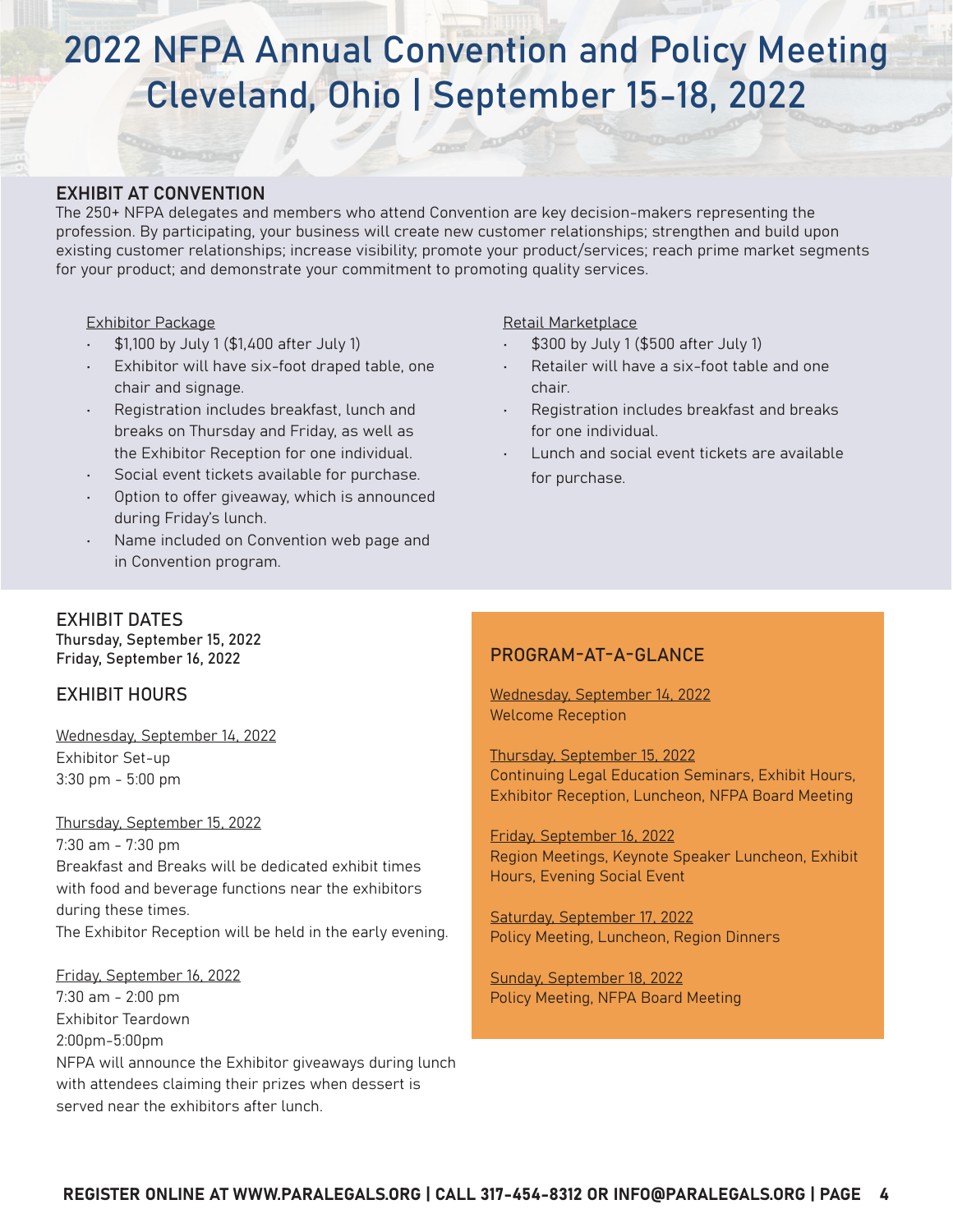# 2022 NFPA Annual Convention and Policy Meeting Cleveland, Ohio | September 15-18, 2022

## EXHIBIT AT CONVENTION

The 250+ NFPA delegates and members who attend Convention are key decision-makers representing the profession. By participating, your business will create new customer relationships; strengthen and build upon existing customer relationships; increase visibility; promote your product/services; reach prime market segments for your product; and demonstrate your commitment to promoting quality services.

Exhibitor Package

- $1,100 by July 1 ($1,400 after July 1)
- Exhibitor will have six-foot draped table, one chair and signage.
- Registration includes breakfast, lunch and breaks on Thursday and Friday, as well as the Exhibitor Reception for one individual.
- Social event tickets available for purchase.
- Option to offer giveaway, which is announced during Friday's lunch.
- Name included on Convention web page and in Convention program.

Retail Marketplace

- $300 by July 1 ($500 after July 1)
- Retailer will have a six-foot table and one chair.
- Registration includes breakfast and breaks for one individual.
- Lunch and social event tickets are available for purchase.

## EXHIBIT DATES

Thursday, September 15, 2022
Friday, September 16, 2022

## EXHIBIT HOURS

Wednesday, September 14, 2022
Exhibitor Set-up
3:30 pm - 5:00 pm

Thursday, September 15, 2022
7:30 am - 7:30 pm
Breakfast and Breaks will be dedicated exhibit times with food and beverage functions near the exhibitors during these times.
The Exhibitor Reception will be held in the early evening.

Friday, September 16, 2022
7:30 am - 2:00 pm
Exhibitor Teardown
2:00pm-5:00pm
NFPA will announce the Exhibitor giveaways during lunch with attendees claiming their prizes when dessert is served near the exhibitors after lunch.

## PROGRAM-AT-A-GLANCE

Wednesday, September 14, 2022
Welcome Reception

Thursday, September 15, 2022
Continuing Legal Education Seminars, Exhibit Hours, Exhibitor Reception, Luncheon, NFPA Board Meeting

Friday, September 16, 2022
Region Meetings, Keynote Speaker Luncheon, Exhibit Hours, Evening Social Event

Saturday, September 17, 2022
Policy Meeting, Luncheon, Region Dinners

Sunday, September 18, 2022
Policy Meeting, NFPA Board Meeting

**REGISTER ONLINE AT WWW.PARALEGALS.ORG | CALL 317-454-8312 OR INFO@PARALEGALS.ORG**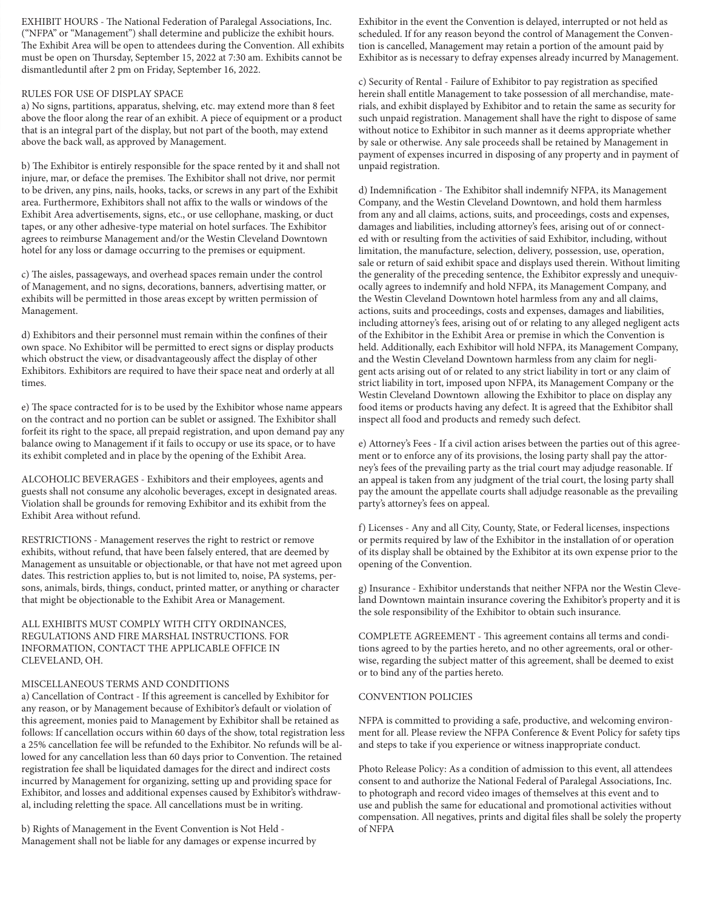EXHIBIT HOURS - The National Federation of Paralegal Associations, Inc. ("NFPA" or "Management") shall determine and publicize the exhibit hours. The Exhibit Area will be open to attendees during the Convention. All exhibits must be open on Thursday, September 15, 2022 at 7:30 am. Exhibits cannot be dismantleduntil after 2 pm on Friday, September 16, 2022.

RULES FOR USE OF DISPLAY SPACE

a) No signs, partitions, apparatus, shelving, etc. may extend more than 8 feet above the floor along the rear of an exhibit. A piece of equipment or a product that is an integral part of the display, but not part of the booth, may extend above the back wall, as approved by Management.

b) The Exhibitor is entirely responsible for the space rented by it and shall not injure, mar, or deface the premises. The Exhibitor shall not drive, nor permit to be driven, any pins, nails, hooks, tacks, or screws in any part of the Exhibit area. Furthermore, Exhibitors shall not affix to the walls or windows of the Exhibit Area advertisements, signs, etc., or use cellophane, masking, or duct tapes, or any other adhesive-type material on hotel surfaces. The Exhibitor agrees to reimburse Management and/or the Westin Cleveland Downtown hotel for any loss or damage occurring to the premises or equipment.

c) The aisles, passageways, and overhead spaces remain under the control of Management, and no signs, decorations, banners, advertising matter, or exhibits will be permitted in those areas except by written permission of Management.

d) Exhibitors and their personnel must remain within the confines of their own space. No Exhibitor will be permitted to erect signs or display products which obstruct the view, or disadvantageously affect the display of other Exhibitors. Exhibitors are required to have their space neat and orderly at all times.

e) The space contracted for is to be used by the Exhibitor whose name appears on the contract and no portion can be sublet or assigned. The Exhibitor shall forfeit its right to the space, all prepaid registration, and upon demand pay any balance owing to Management if it fails to occupy or use its space, or to have its exhibit completed and in place by the opening of the Exhibit Area.

ALCOHOLIC BEVERAGES - Exhibitors and their employees, agents and guests shall not consume any alcoholic beverages, except in designated areas. Violation shall be grounds for removing Exhibitor and its exhibit from the Exhibit Area without refund.

RESTRICTIONS - Management reserves the right to restrict or remove exhibits, without refund, that have been falsely entered, that are deemed by Management as unsuitable or objectionable, or that have not met agreed upon dates. This restriction applies to, but is not limited to, noise, PA systems, persons, animals, birds, things, conduct, printed matter, or anything or character that might be objectionable to the Exhibit Area or Management.

ALL EXHIBITS MUST COMPLY WITH CITY ORDINANCES, REGULATIONS AND FIRE MARSHAL INSTRUCTIONS. FOR INFORMATION, CONTACT THE APPLICABLE OFFICE IN CLEVELAND, OH.

MISCELLANEOUS TERMS AND CONDITIONS

a) Cancellation of Contract - If this agreement is cancelled by Exhibitor for any reason, or by Management because of Exhibitor's default or violation of this agreement, monies paid to Management by Exhibitor shall be retained as follows: If cancellation occurs within 60 days of the show, total registration less a 25% cancellation fee will be refunded to the Exhibitor. No refunds will be allowed for any cancellation less than 60 days prior to Convention. The retained registration fee shall be liquidated damages for the direct and indirect costs incurred by Management for organizing, setting up and providing space for Exhibitor, and losses and additional expenses caused by Exhibitor's withdrawal, including reletting the space. All cancellations must be in writing.

b) Rights of Management in the Event Convention is Not Held - Management shall not be liable for any damages or expense incurred by Exhibitor in the event the Convention is delayed, interrupted or not held as scheduled. If for any reason beyond the control of Management the Convention is cancelled, Management may retain a portion of the amount paid by Exhibitor as is necessary to defray expenses already incurred by Management.

c) Security of Rental - Failure of Exhibitor to pay registration as specified herein shall entitle Management to take possession of all merchandise, materials, and exhibit displayed by Exhibitor and to retain the same as security for such unpaid registration. Management shall have the right to dispose of same without notice to Exhibitor in such manner as it deems appropriate whether by sale or otherwise. Any sale proceeds shall be retained by Management in payment of expenses incurred in disposing of any property and in payment of unpaid registration.

d) Indemnification - The Exhibitor shall indemnify NFPA, its Management Company, and the Westin Cleveland Downtown, and hold them harmless from any and all claims, actions, suits, and proceedings, costs and expenses, damages and liabilities, including attorney's fees, arising out of or connected with or resulting from the activities of said Exhibitor, including, without limitation, the manufacture, selection, delivery, possession, use, operation, sale or return of said exhibit space and displays used therein. Without limiting the generality of the preceding sentence, the Exhibitor expressly and unequivocally agrees to indemnify and hold NFPA, its Management Company, and the Westin Cleveland Downtown hotel harmless from any and all claims, actions, suits and proceedings, costs and expenses, damages and liabilities, including attorney's fees, arising out of or relating to any alleged negligent acts of the Exhibitor in the Exhibit Area or premise in which the Convention is held. Additionally, each Exhibitor will hold NFPA, its Management Company, and the Westin Cleveland Downtown harmless from any claim for negligent acts arising out of or related to any strict liability in tort or any claim of strict liability in tort, imposed upon NFPA, its Management Company or the Westin Cleveland Downtown allowing the Exhibitor to place on display any food items or products having any defect. It is agreed that the Exhibitor shall inspect all food and products and remedy such defect.

e) Attorney's Fees - If a civil action arises between the parties out of this agreement or to enforce any of its provisions, the losing party shall pay the attorney's fees of the prevailing party as the trial court may adjudge reasonable. If an appeal is taken from any judgment of the trial court, the losing party shall pay the amount the appellate courts shall adjudge reasonable as the prevailing party's attorney's fees on appeal.

f) Licenses - Any and all City, County, State, or Federal licenses, inspections or permits required by law of the Exhibitor in the installation of or operation of its display shall be obtained by the Exhibitor at its own expense prior to the opening of the Convention.

g) Insurance - Exhibitor understands that neither NFPA nor the Westin Cleveland Downtown maintain insurance covering the Exhibitor's property and it is the sole responsibility of the Exhibitor to obtain such insurance.

COMPLETE AGREEMENT - This agreement contains all terms and conditions agreed to by the parties hereto, and no other agreements, oral or otherwise, regarding the subject matter of this agreement, shall be deemed to exist or to bind any of the parties hereto.

CONVENTION POLICIES

NFPA is committed to providing a safe, productive, and welcoming environment for all. Please review the NFPA Conference & Event Policy for safety tips and steps to take if you experience or witness inappropriate conduct.

Photo Release Policy: As a condition of admission to this event, all attendees consent to and authorize the National Federal of Paralegal Associations, Inc. to photograph and record video images of themselves at this event and to use and publish the same for educational and promotional activities without compensation. All negatives, prints and digital files shall be solely the property of NFPA